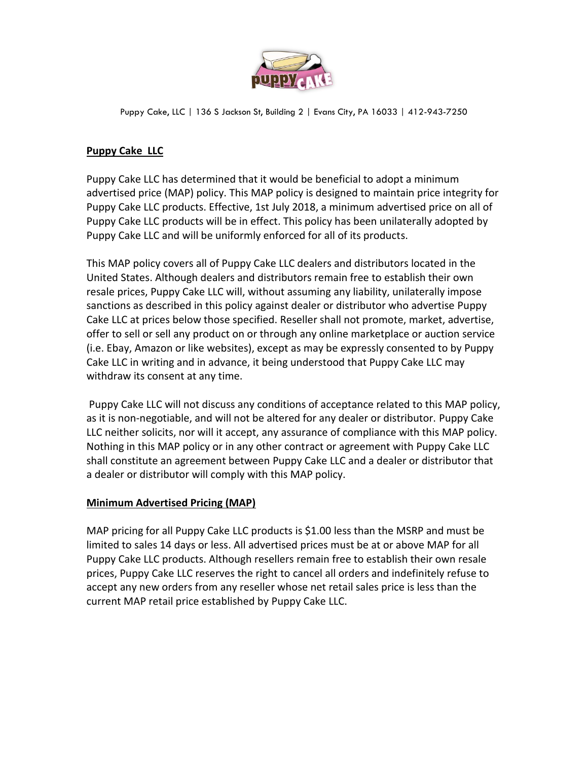Puppy Cake, LLC | 136 S Jackson St, Building 2 | Evans City, PA 16033 | 412-943-7250

**Puppy Cake LLC**

Puppy Cake LLC has determined that it would be beneficial to adopt a minimum advertised price (MAP) policy. This MAP policy is designed to maintain price integrity for Puppy Cake LLC products. Effective, 1st July 2018, a minimum advertised price on all of Puppy Cake LLC products will be in effect. This policy has been unilaterally adopted by Puppy Cake LLC and will be uniformly enforced for all of its products.

This MAP policy covers all of Puppy Cake LLC dealers and distributors located in the United States. Although dealers and distributors remain free to establish their own resale prices, Puppy Cake LLC will, without assuming any liability, unilaterally impose sanctions as described in this policy against dealer or distributor who advertise Puppy Cake LLC at prices below those specified. Reseller shall not promote, market, advertise, offer to sell or sell any product on or through any online marketplace or auction service (i.e. Ebay, Amazon or like websites), except as may be expressly consented to by Puppy Cake LLC in writing and in advance, it being understood that Puppy Cake LLC may withdraw its consent at any time.

Puppy Cake LLC will not discuss any conditions of acceptance related to this MAP policy, as it is non-negotiable, and will not be altered for any dealer or distributor. Puppy Cake LLC neither solicits, nor will it accept, any assurance of compliance with this MAP policy. Nothing in this MAP policy or in any other contract or agreement with Puppy Cake LLC shall constitute an agreement between Puppy Cake LLC and a dealer or distributor that a dealer or distributor will comply with this MAP policy.

**Minimum Advertised Pricing (MAP)**

MAP pricing for all Puppy Cake LLC products is $1.00 less than the MSRP and must be limited to sales 14 days or less. All advertised prices must be at or above MAP for all Puppy Cake LLC products. Although resellers remain free to establish their own resale prices, Puppy Cake LLC reserves the right to cancel all orders and indefinitely refuse to accept any new orders from any reseller whose net retail sales price is less than the current MAP retail price established by Puppy Cake LLC.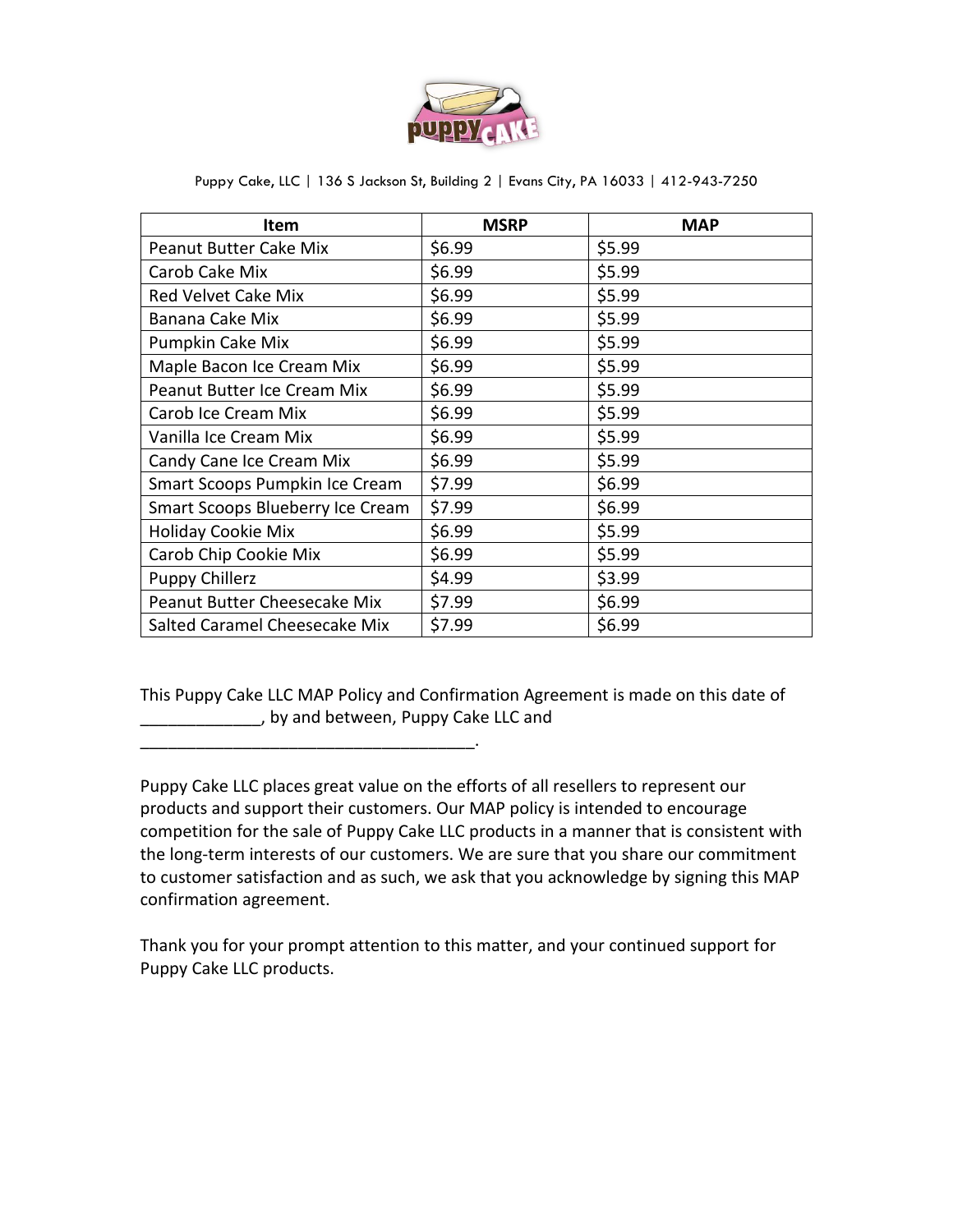Puppy Cake, LLC | 136 S Jackson St, Building 2 | Evans City, PA 16033 | 412-943-7250

| Item | MSRP | MAP |
|---|---|---|
| Peanut Butter Cake Mix | $6.99 | $5.99 |
| Carob Cake Mix | $6.99 | $5.99 |
| Red Velvet Cake Mix | $6.99 | $5.99 |
| Banana Cake Mix | $6.99 | $5.99 |
| Pumpkin Cake Mix | $6.99 | $5.99 |
| Maple Bacon Ice Cream Mix | $6.99 | $5.99 |
| Peanut Butter Ice Cream Mix | $6.99 | $5.99 |
| Carob Ice Cream Mix | $6.99 | $5.99 |
| Vanilla Ice Cream Mix | $6.99 | $5.99 |
| Candy Cane Ice Cream Mix | $6.99 | $5.99 |
| Smart Scoops Pumpkin Ice Cream | $7.99 | $6.99 |
| Smart Scoops Blueberry Ice Cream | $7.99 | $6.99 |
| Holiday Cookie Mix | $6.99 | $5.99 |
| Carob Chip Cookie Mix | $6.99 | $5.99 |
| Puppy Chillerz | $4.99 | $3.99 |
| Peanut Butter Cheesecake Mix | $7.99 | $6.99 |
| Salted Caramel Cheesecake Mix | $7.99 | $6.99 |

This Puppy Cake LLC MAP Policy and Confirmation Agreement is made on this date of _____________, by and between, Puppy Cake LLC and _____________________________________.

Puppy Cake LLC places great value on the efforts of all resellers to represent our products and support their customers. Our MAP policy is intended to encourage competition for the sale of Puppy Cake LLC products in a manner that is consistent with the long-term interests of our customers. We are sure that you share our commitment to customer satisfaction and as such, we ask that you acknowledge by signing this MAP confirmation agreement.

Thank you for your prompt attention to this matter, and your continued support for Puppy Cake LLC products.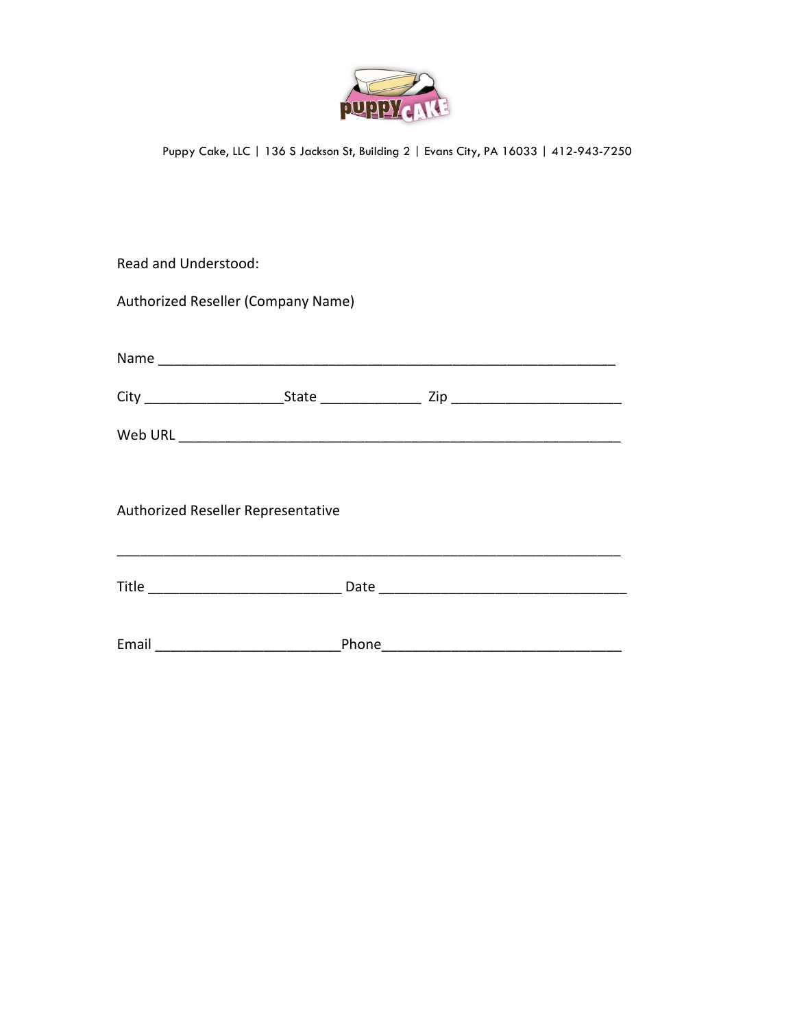Puppy Cake, LLC | 136 S Jackson St, Building 2 | Evans City, PA 16033 | 412-943-7250

Read and Understood:

Authorized Reseller (Company Name)

Name ___________________________________________________________

City __________________State _____________ Zip ______________________

Web URL __________________________________________________________

Authorized Reseller Representative

__________________________________________________________________

Title _________________________ Date ________________________________

Email ________________________Phone_______________________________